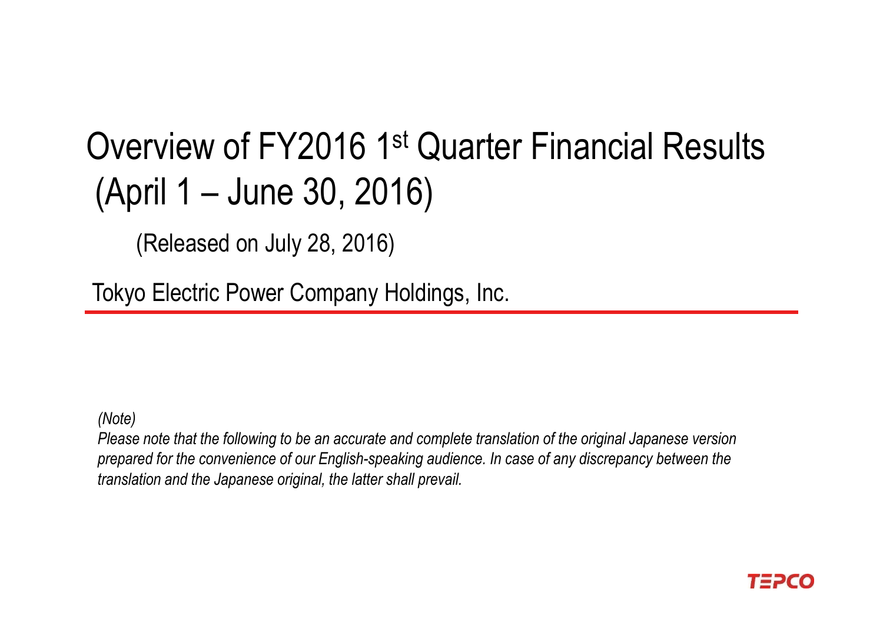# Overview of FY2016 1st Quarter Financial Results (April 1 – June 30, 2016)

(Released on July 28, 2016)

Tokyo Electric Power Company Holdings, Inc.

*(Note)*

*Please note that the following to be an accurate and complete translation of the original Japanese version prepared for the convenience of our English-speaking audience. In case of any discrepancy between the translation and the Japanese original, the latter shall prevail.*

TEPCO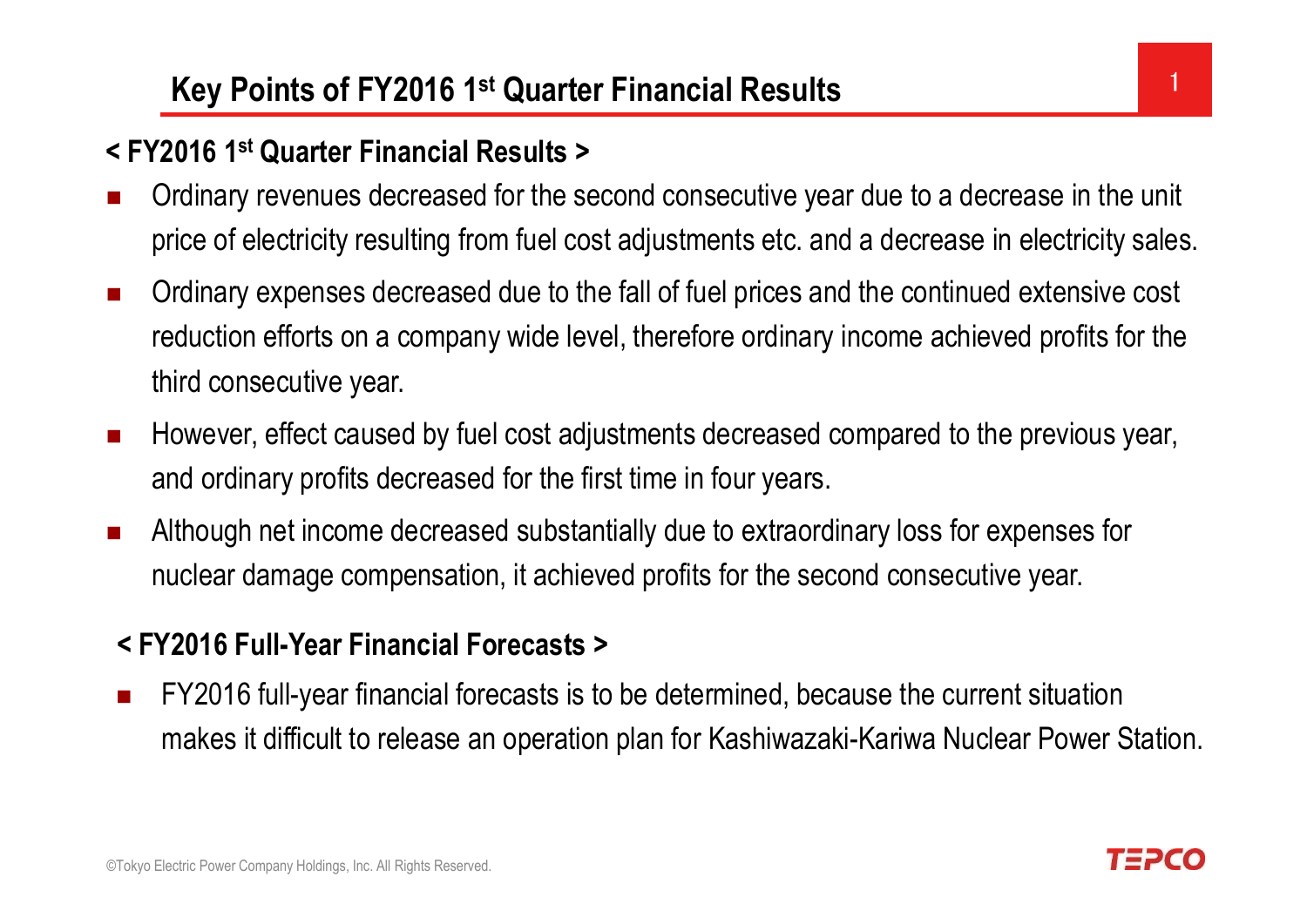# Key Points of FY2016 1st Quarter Financial Results

## < FY2016 1st Quarter Financial Results >

- Ordinary revenues decreased for the second consecutive year due to a decrease in the unit price of electricity resulting from fuel cost adjustments etc. and a decrease in electricity sales.
- Ordinary expenses decreased due to the fall of fuel prices and the continued extensive cost reduction efforts on a company wide level, therefore ordinary income achieved profits for the third consecutive year.
- However, effect caused by fuel cost adjustments decreased compared to the previous year, and ordinary profits decreased for the first time in four years.
- Although net income decreased substantially due to extraordinary loss for expenses for nuclear damage compensation, it achieved profits for the second consecutive year.

## < FY2016 Full-Year Financial Forecasts >

- FY2016 full-year financial forecasts is to be determined, because the current situation makes it difficult to release an operation plan for Kashiwazaki-Kariwa Nuclear Power Station.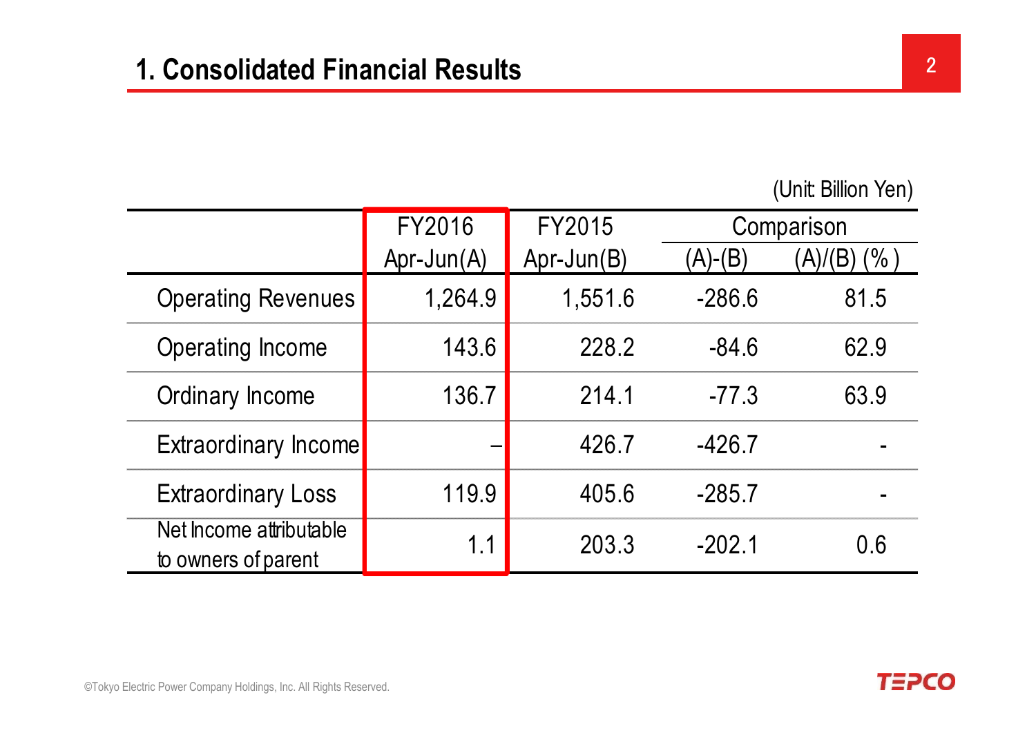# 1. Consolidated Financial Results

(Unit: Billion Yen)

| | FY2016 Apr-Jun(A) | FY2015 Apr-Jun(B) | Comparison | |
|---|---|---|---|---|
| | | | (A)-(B) | (A)/(B) (%) |
| Operating Revenues | 1,264.9 | 1,551.6 | -286.6 | 81.5 |
| Operating Income | 143.6 | 228.2 | -84.6 | 62.9 |
| Ordinary Income | 136.7 | 214.1 | -77.3 | 63.9 |
| Extraordinary Income | – | 426.7 | -426.7 | - |
| Extraordinary Loss | 119.9 | 405.6 | -285.7 | - |
| Net Income attributable to owners of parent | 1.1 | 203.3 | -202.1 | 0.6 |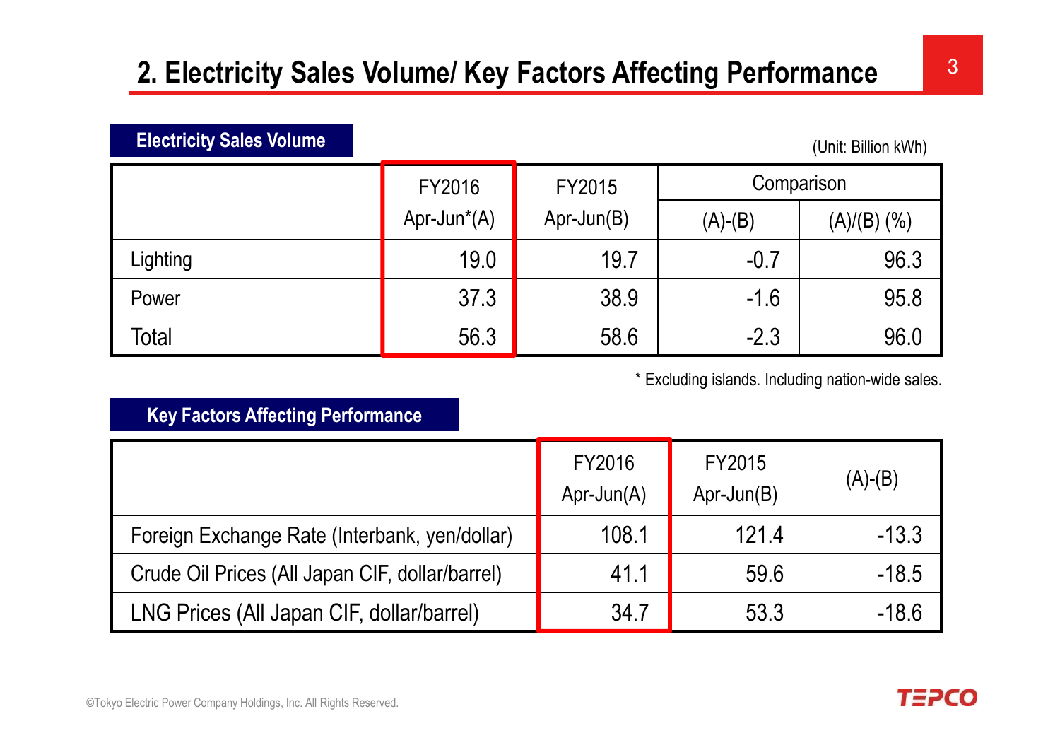## 2. Electricity Sales Volume/ Key Factors Affecting Performance

### Electricity Sales Volume

(Unit: Billion kWh)

| | FY2016 Apr-Jun*(A) | FY2015 Apr-Jun(B) | Comparison | |
|---|---|---|---|---|
| | | | (A)-(B) | (A)/(B) (%) |
| Lighting | 19.0 | 19.7 | -0.7 | 96.3 |
| Power | 37.3 | 38.9 | -1.6 | 95.8 |
| Total | 56.3 | 58.6 | -2.3 | 96.0 |

* Excluding islands. Including nation-wide sales.

### Key Factors Affecting Performance

| | FY2016 Apr-Jun(A) | FY2015 Apr-Jun(B) | (A)-(B) |
|---|---|---|---|
| Foreign Exchange Rate (Interbank, yen/dollar) | 108.1 | 121.4 | -13.3 |
| Crude Oil Prices (All Japan CIF, dollar/barrel) | 41.1 | 59.6 | -18.5 |
| LNG Prices (All Japan CIF, dollar/barrel) | 34.7 | 53.3 | -18.6 |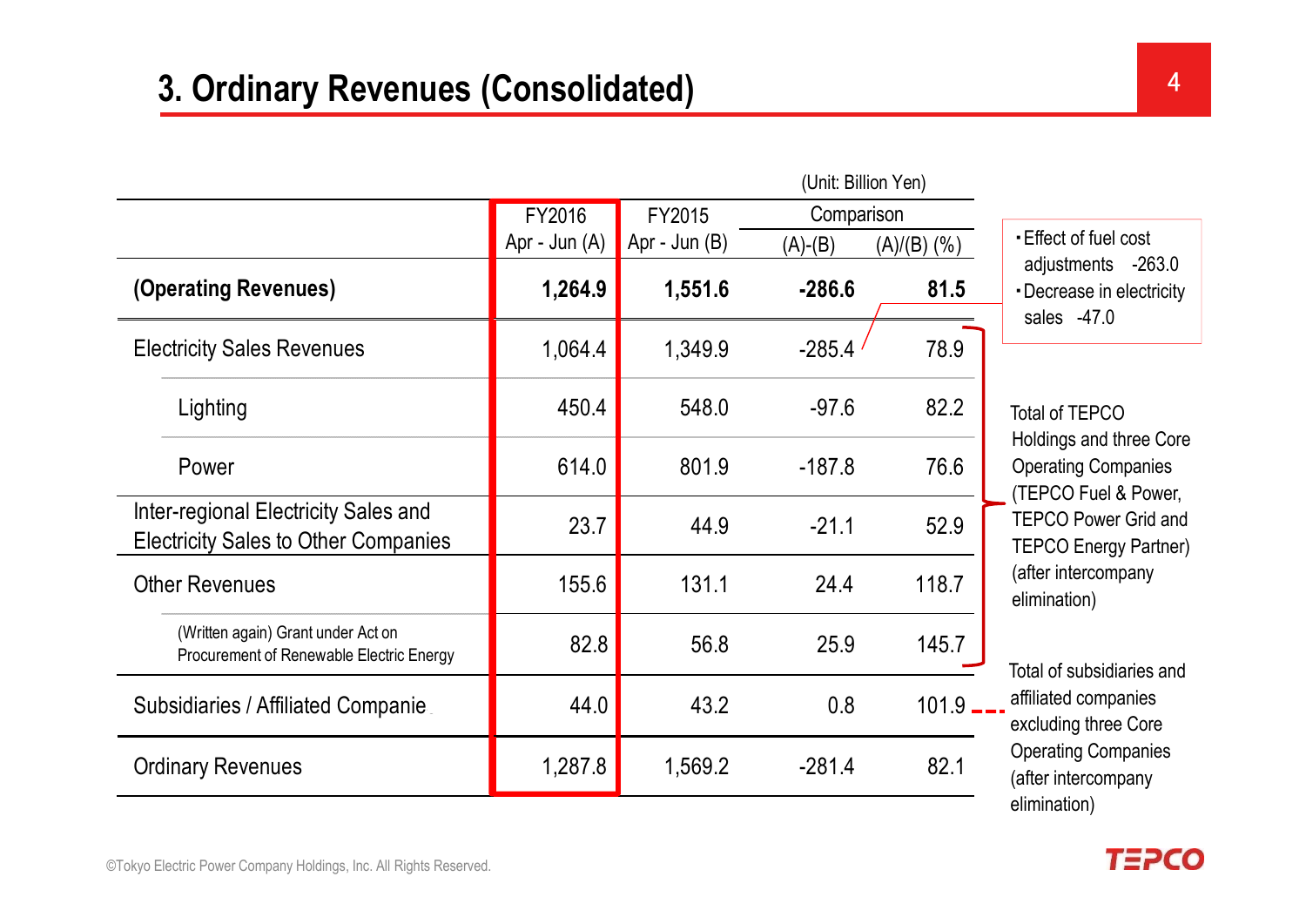# 3. Ordinary Revenues (Consolidated)

(Unit: Billion Yen)

| | FY2016 Apr - Jun (A) | FY2015 Apr - Jun (B) | Comparison (A)-(B) | Comparison (A)/(B) (%) |
|---|---|---|---|---|
| **(Operating Revenues)** | **1,264.9** | **1,551.6** | **-286.6** | **81.5** |
| Electricity Sales Revenues | 1,064.4 | 1,349.9 | -285.4 | 78.9 |
| Lighting | 450.4 | 548.0 | -97.6 | 82.2 |
| Power | 614.0 | 801.9 | -187.8 | 76.6 |
| Inter-regional Electricity Sales and Electricity Sales to Other Companies | 23.7 | 44.9 | -21.1 | 52.9 |
| Other Revenues | 155.6 | 131.1 | 24.4 | 118.7 |
| (Written again) Grant under Act on Procurement of Renewable Electric Energy | 82.8 | 56.8 | 25.9 | 145.7 |
| Subsidiaries / Affiliated Companies | 44.0 | 43.2 | 0.8 | 101.9 |
| Ordinary Revenues | 1,287.8 | 1,569.2 | -281.4 | 82.1 |

Notes on Electricity Sales Revenues (-285.4):
- Effect of fuel cost adjustments -263.0
- Decrease in electricity sales -47.0

Electricity Sales Revenues through Other Revenues: Total of TEPCO Holdings and three Core Operating Companies (TEPCO Fuel & Power, TEPCO Power Grid and TEPCO Energy Partner) (after intercompany elimination)

Subsidiaries / Affiliated Companies: Total of subsidiaries and affiliated companies excluding three Core Operating Companies (after intercompany elimination)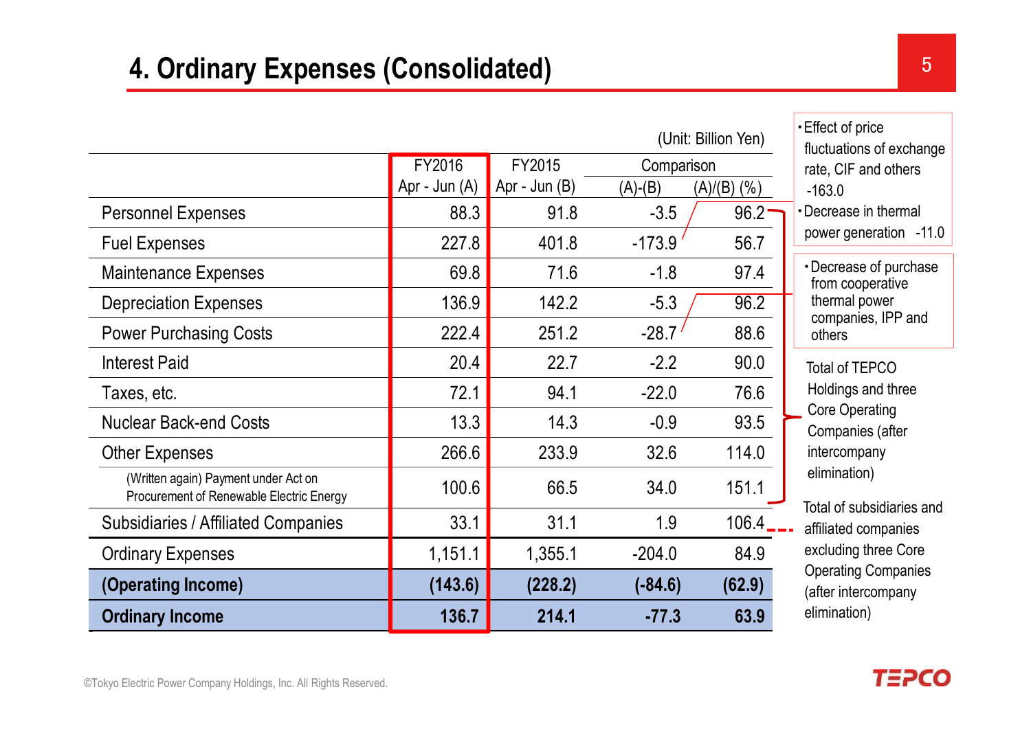# 4. Ordinary Expenses (Consolidated)

(Unit: Billion Yen)

| | FY2016 Apr - Jun (A) | FY2015 Apr - Jun (B) | Comparison (A)-(B) | Comparison (A)/(B) (%) |
|---|---|---|---|---|
| Personnel Expenses | 88.3 | 91.8 | -3.5 | 96.2 |
| Fuel Expenses | 227.8 | 401.8 | -173.9 | 56.7 |
| Maintenance Expenses | 69.8 | 71.6 | -1.8 | 97.4 |
| Depreciation Expenses | 136.9 | 142.2 | -5.3 | 96.2 |
| Power Purchasing Costs | 222.4 | 251.2 | -28.7 | 88.6 |
| Interest Paid | 20.4 | 22.7 | -2.2 | 90.0 |
| Taxes, etc. | 72.1 | 94.1 | -22.0 | 76.6 |
| Nuclear Back-end Costs | 13.3 | 14.3 | -0.9 | 93.5 |
| Other Expenses | 266.6 | 233.9 | 32.6 | 114.0 |
| (Written again) Payment under Act on Procurement of Renewable Electric Energy | 100.6 | 66.5 | 34.0 | 151.1 |
| Subsidiaries / Affiliated Companies | 33.1 | 31.1 | 1.9 | 106.4 |
| Ordinary Expenses | 1,151.1 | 1,355.1 | -204.0 | 84.9 |
| **(Operating Income)** | **(143.6)** | **(228.2)** | **(-84.6)** | **(62.9)** |
| **Ordinary Income** | **136.7** | **214.1** | **-77.3** | **63.9** |

Fuel Expenses:
- Effect of price fluctuations of exchange rate, CIF and others -163.0
- Decrease in thermal power generation -11.0

Power Purchasing Costs:
- Decrease of purchase from cooperative thermal power companies, IPP and others

Personnel Expenses through Other Expenses: Total of TEPCO Holdings and three Core Operating Companies (after intercompany elimination)

Subsidiaries / Affiliated Companies: Total of subsidiaries and affiliated companies excluding three Core Operating Companies (after intercompany elimination)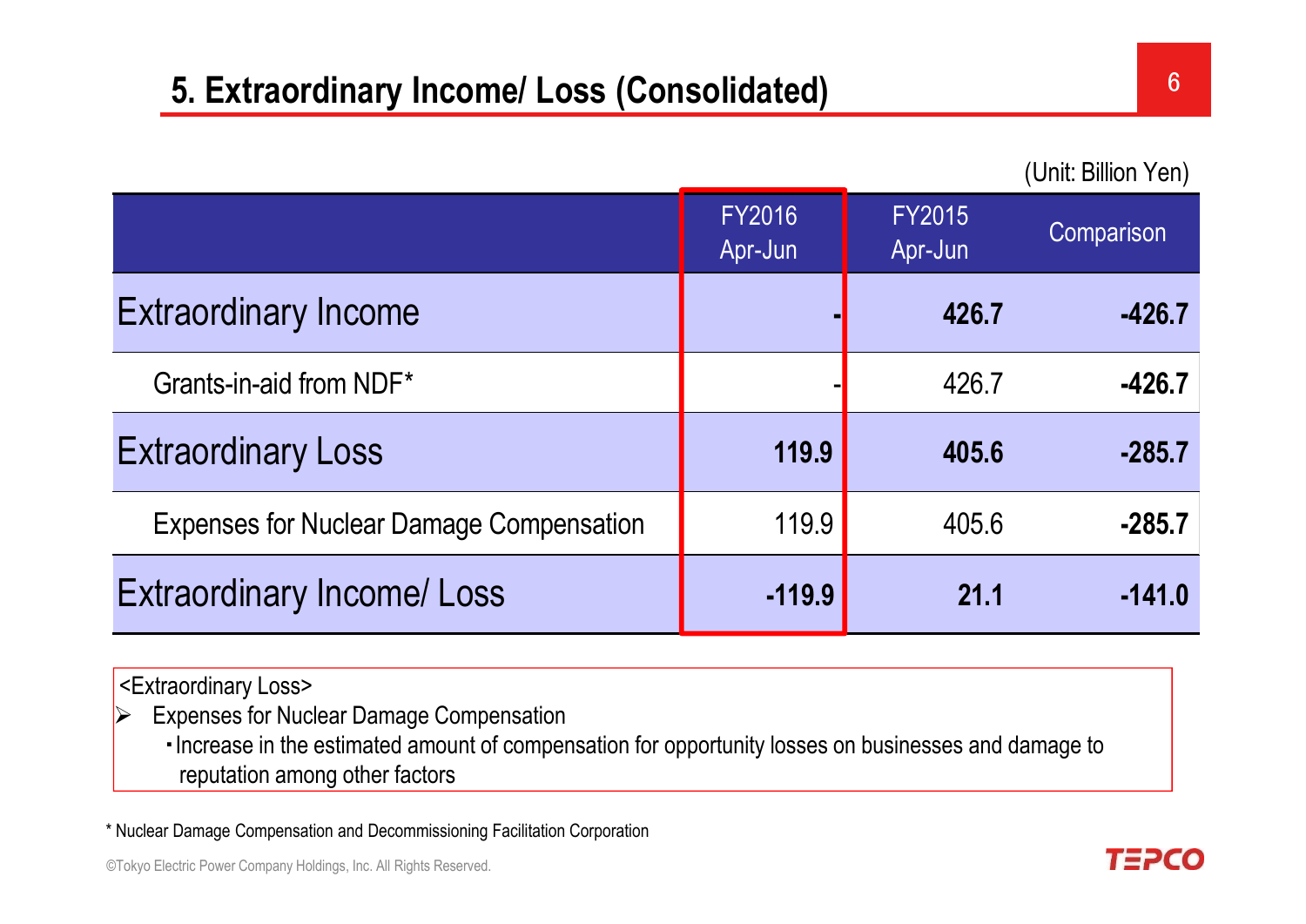## 5. Extraordinary Income/ Loss (Consolidated)

(Unit: Billion Yen)

| | FY2016 Apr-Jun | FY2015 Apr-Jun | Comparison |
|---|---|---|---|
| **Extraordinary Income** | **-** | **426.7** | **-426.7** |
| Grants-in-aid from NDF* | - | 426.7 | **-426.7** |
| **Extraordinary Loss** | **119.9** | **405.6** | **-285.7** |
| Expenses for Nuclear Damage Compensation | 119.9 | 405.6 | **-285.7** |
| **Extraordinary Income/ Loss** | **-119.9** | **21.1** | **-141.0** |

<Extraordinary Loss>

- Expenses for Nuclear Damage Compensation
  - ･Increase in the estimated amount of compensation for opportunity losses on businesses and damage to reputation among other factors

* Nuclear Damage Compensation and Decommissioning Facilitation Corporation

©Tokyo Electric Power Company Holdings, Inc. All Rights Reserved.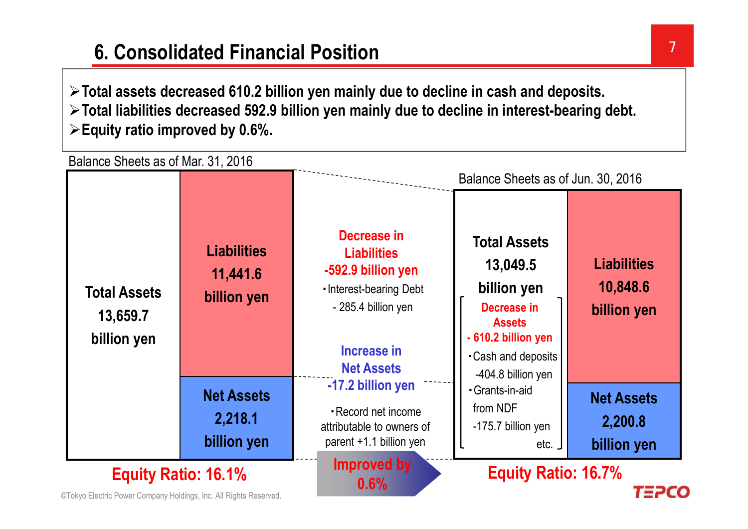# 6. Consolidated Financial Position

- Total assets decreased 610.2 billion yen mainly due to decline in cash and deposits.
- Total liabilities decreased 592.9 billion yen mainly due to decline in interest-bearing debt.
- Equity ratio improved by 0.6%.

Balance Sheets as of Mar. 31, 2016

Total Assets 13,659.7 billion yen

Liabilities 11,441.6 billion yen

Net Assets 2,218.1 billion yen

Equity Ratio: 16.1%

Decrease in Liabilities -592.9 billion yen
- Interest-bearing Debt - 285.4 billion yen

Increase in Net Assets -17.2 billion yen
- Record net income attributable to owners of parent +1.1 billion yen

Improved by 0.6%

Balance Sheets as of Jun. 30, 2016

Total Assets 13,049.5 billion yen

Decrease in Assets - 610.2 billion yen
- Cash and deposits -404.8 billion yen
- Grants-in-aid from NDF -175.7 billion yen

etc.

Liabilities 10,848.6 billion yen

Net Assets 2,200.8 billion yen

Equity Ratio: 16.7%

©Tokyo Electric Power Company Holdings, Inc. All Rights Reserved.